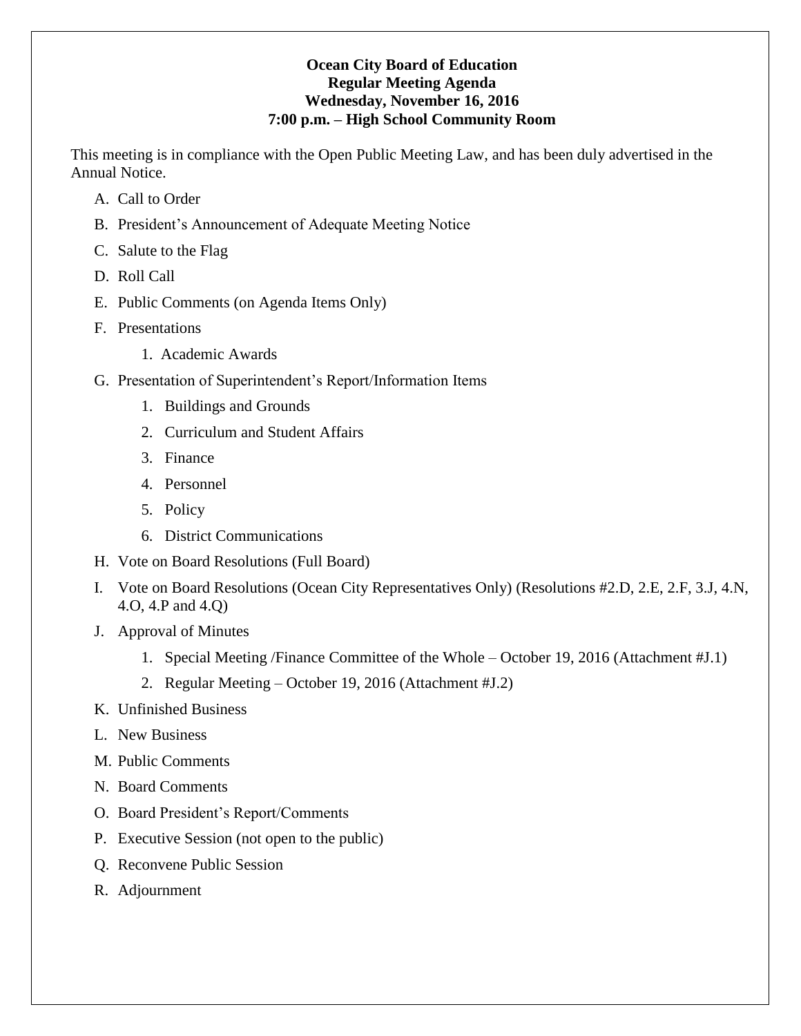**Ocean City Board of Education**
**Regular Meeting Agenda**
**Wednesday, November 16, 2016**
**7:00 p.m. – High School Community Room**

This meeting is in compliance with the Open Public Meeting Law, and has been duly advertised in the Annual Notice.

A. Call to Order

B. President's Announcement of Adequate Meeting Notice

C. Salute to the Flag

D. Roll Call

E. Public Comments (on Agenda Items Only)

F. Presentations

   1. Academic Awards

G. Presentation of Superintendent's Report/Information Items

   1. Buildings and Grounds
   2. Curriculum and Student Affairs
   3. Finance
   4. Personnel
   5. Policy
   6. District Communications

H. Vote on Board Resolutions (Full Board)

I. Vote on Board Resolutions (Ocean City Representatives Only) (Resolutions #2.D, 2.E, 2.F, 3.J, 4.N, 4.O, 4.P and 4.Q)

J. Approval of Minutes

   1. Special Meeting /Finance Committee of the Whole – October 19, 2016 (Attachment #J.1)
   2. Regular Meeting – October 19, 2016 (Attachment #J.2)

K. Unfinished Business

L. New Business

M. Public Comments

N. Board Comments

O. Board President's Report/Comments

P. Executive Session (not open to the public)

Q. Reconvene Public Session

R. Adjournment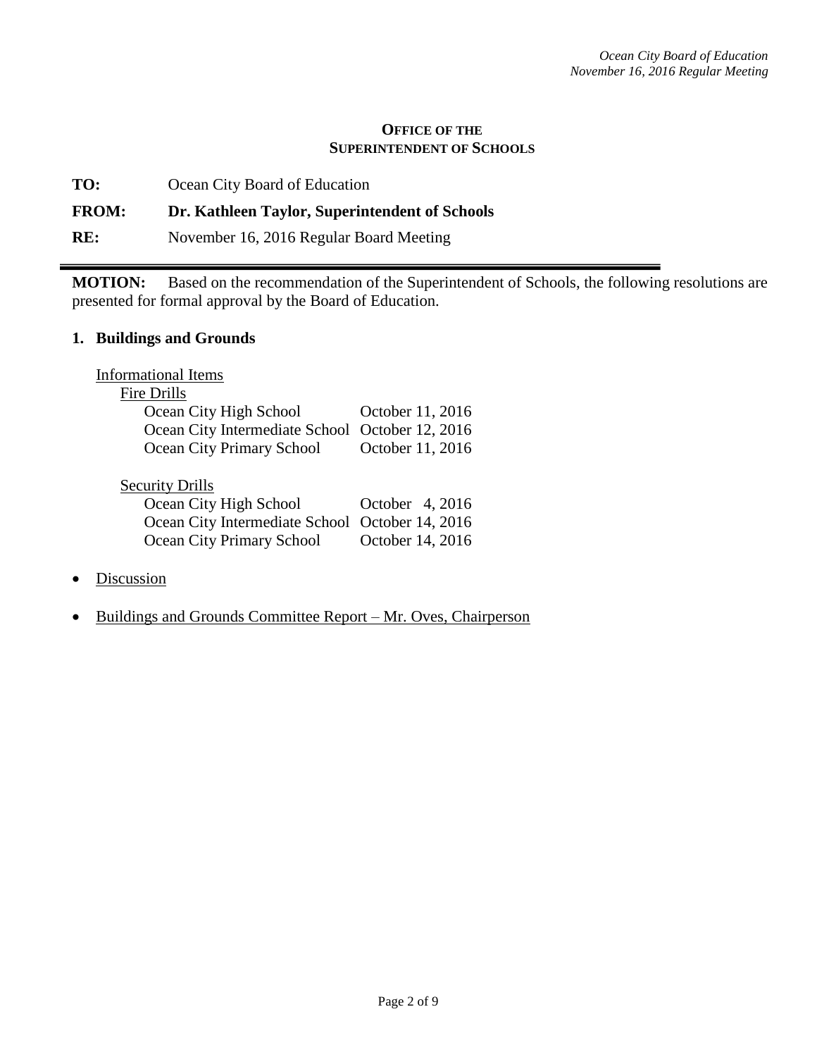**Office of the Superintendent of Schools**

**TO:** Ocean City Board of Education

**FROM:** **Dr. Kathleen Taylor, Superintendent of Schools**

**RE:** November 16, 2016 Regular Board Meeting

---

**MOTION:** Based on the recommendation of the Superintendent of Schools, the following resolutions are presented for formal approval by the Board of Education.

## 1. Buildings and Grounds

Informational Items

Fire Drills

| School | Date |
|---|---|
| Ocean City High School | October 11, 2016 |
| Ocean City Intermediate School | October 12, 2016 |
| Ocean City Primary School | October 11, 2016 |

Security Drills

| School | Date |
|---|---|
| Ocean City High School | October 4, 2016 |
| Ocean City Intermediate School | October 14, 2016 |
| Ocean City Primary School | October 14, 2016 |

- Discussion
- Buildings and Grounds Committee Report – Mr. Oves, Chairperson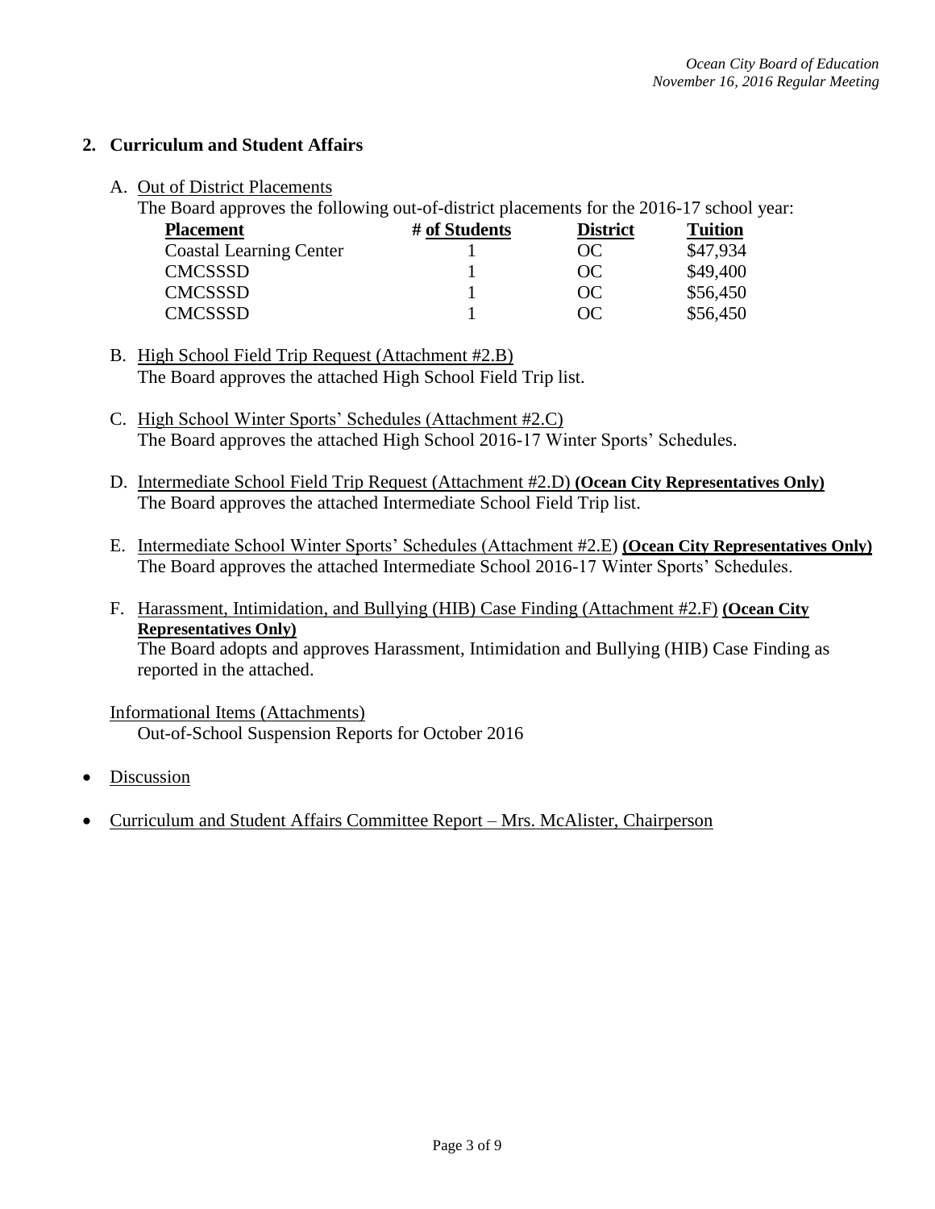## 2. Curriculum and Student Affairs

A. Out of District Placements

The Board approves the following out-of-district placements for the 2016-17 school year:

| Placement | # of Students | District | Tuition |
|---|---|---|---|
| Coastal Learning Center | 1 | OC | $47,934 |
| CMCSSSD | 1 | OC | $49,400 |
| CMCSSSD | 1 | OC | $56,450 |
| CMCSSSD | 1 | OC | $56,450 |

B. High School Field Trip Request (Attachment #2.B)
The Board approves the attached High School Field Trip list.

C. High School Winter Sports' Schedules (Attachment #2.C)
The Board approves the attached High School 2016-17 Winter Sports' Schedules.

D. Intermediate School Field Trip Request (Attachment #2.D) **(Ocean City Representatives Only)**
The Board approves the attached Intermediate School Field Trip list.

E. Intermediate School Winter Sports' Schedules (Attachment #2.E) **(Ocean City Representatives Only)**
The Board approves the attached Intermediate School 2016-17 Winter Sports' Schedules.

F. Harassment, Intimidation, and Bullying (HIB) Case Finding (Attachment #2.F) **(Ocean City Representatives Only)**
The Board adopts and approves Harassment, Intimidation and Bullying (HIB) Case Finding as reported in the attached.

Informational Items (Attachments)
Out-of-School Suspension Reports for October 2016

- Discussion
- Curriculum and Student Affairs Committee Report – Mrs. McAlister, Chairperson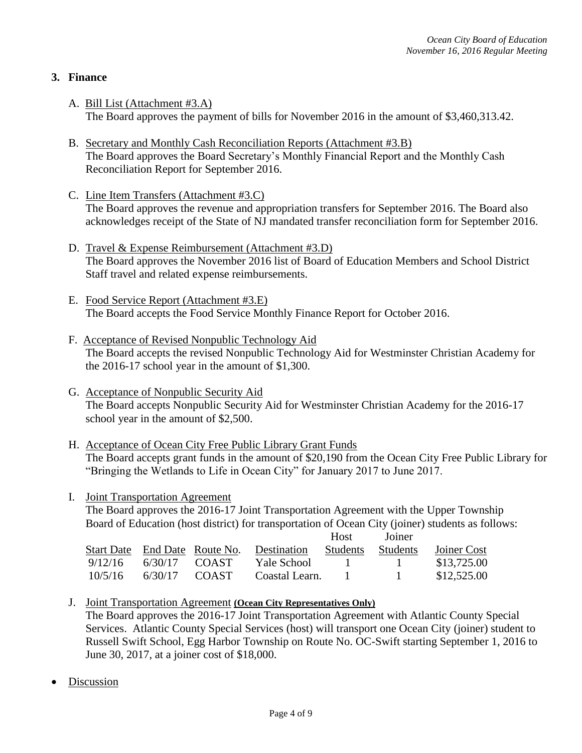## 3. Finance

A. Bill List (Attachment #3.A)
The Board approves the payment of bills for November 2016 in the amount of $3,460,313.42.

B. Secretary and Monthly Cash Reconciliation Reports (Attachment #3.B)
The Board approves the Board Secretary's Monthly Financial Report and the Monthly Cash Reconciliation Report for September 2016.

C. Line Item Transfers (Attachment #3.C)
The Board approves the revenue and appropriation transfers for September 2016. The Board also acknowledges receipt of the State of NJ mandated transfer reconciliation form for September 2016.

D. Travel & Expense Reimbursement (Attachment #3.D)
The Board approves the November 2016 list of Board of Education Members and School District Staff travel and related expense reimbursements.

E. Food Service Report (Attachment #3.E)
The Board accepts the Food Service Monthly Finance Report for October 2016.

F. Acceptance of Revised Nonpublic Technology Aid
The Board accepts the revised Nonpublic Technology Aid for Westminster Christian Academy for the 2016-17 school year in the amount of $1,300.

G. Acceptance of Nonpublic Security Aid
The Board accepts Nonpublic Security Aid for Westminster Christian Academy for the 2016-17 school year in the amount of $2,500.

H. Acceptance of Ocean City Free Public Library Grant Funds
The Board accepts grant funds in the amount of $20,190 from the Ocean City Free Public Library for "Bringing the Wetlands to Life in Ocean City" for January 2017 to June 2017.

I. Joint Transportation Agreement
The Board approves the 2016-17 Joint Transportation Agreement with the Upper Township Board of Education (host district) for transportation of Ocean City (joiner) students as follows:

| Start Date | End Date | Route No. | Destination | Host Students | Joiner Students | Joiner Cost |
|---|---|---|---|---|---|---|
| 9/12/16 | 6/30/17 | COAST | Yale School | 1 | 1 | $13,725.00 |
| 10/5/16 | 6/30/17 | COAST | Coastal Learn. | 1 | 1 | $12,525.00 |

J. Joint Transportation Agreement **(Ocean City Representatives Only)**
The Board approves the 2016-17 Joint Transportation Agreement with Atlantic County Special Services. Atlantic County Special Services (host) will transport one Ocean City (joiner) student to Russell Swift School, Egg Harbor Township on Route No. OC-Swift starting September 1, 2016 to June 30, 2017, at a joiner cost of $18,000.

- Discussion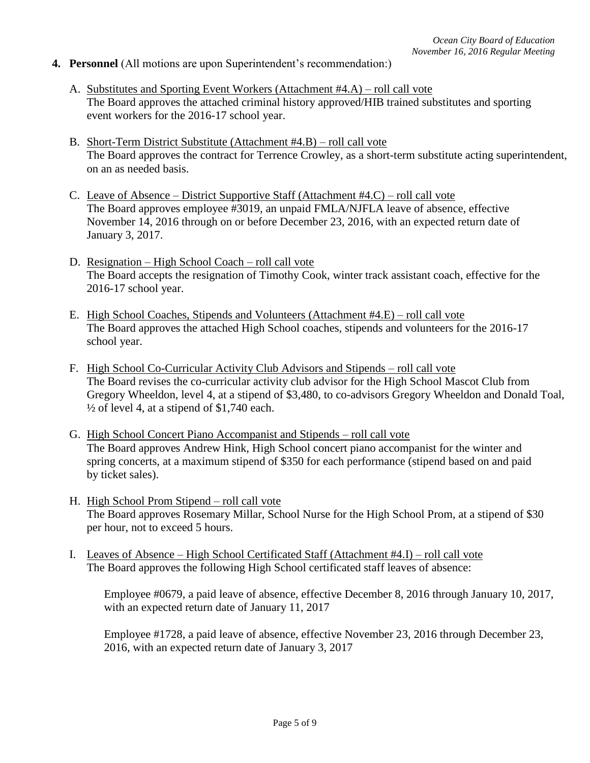**4. Personnel** (All motions are upon Superintendent's recommendation:)

A. Substitutes and Sporting Event Workers (Attachment #4.A) – roll call vote
The Board approves the attached criminal history approved/HIB trained substitutes and sporting event workers for the 2016-17 school year.

B. Short-Term District Substitute (Attachment #4.B) – roll call vote
The Board approves the contract for Terrence Crowley, as a short-term substitute acting superintendent, on an as needed basis.

C. Leave of Absence – District Supportive Staff (Attachment #4.C) – roll call vote
The Board approves employee #3019, an unpaid FMLA/NJFLA leave of absence, effective November 14, 2016 through on or before December 23, 2016, with an expected return date of January 3, 2017.

D. Resignation – High School Coach – roll call vote
The Board accepts the resignation of Timothy Cook, winter track assistant coach, effective for the 2016-17 school year.

E. High School Coaches, Stipends and Volunteers (Attachment #4.E) – roll call vote
The Board approves the attached High School coaches, stipends and volunteers for the 2016-17 school year.

F. High School Co-Curricular Activity Club Advisors and Stipends – roll call vote
The Board revises the co-curricular activity club advisor for the High School Mascot Club from Gregory Wheeldon, level 4, at a stipend of $3,480, to co-advisors Gregory Wheeldon and Donald Toal, ½ of level 4, at a stipend of $1,740 each.

G. High School Concert Piano Accompanist and Stipends – roll call vote
The Board approves Andrew Hink, High School concert piano accompanist for the winter and spring concerts, at a maximum stipend of $350 for each performance (stipend based on and paid by ticket sales).

H. High School Prom Stipend – roll call vote
The Board approves Rosemary Millar, School Nurse for the High School Prom, at a stipend of $30 per hour, not to exceed 5 hours.

I. Leaves of Absence – High School Certificated Staff (Attachment #4.I) – roll call vote
The Board approves the following High School certificated staff leaves of absence:

Employee #0679, a paid leave of absence, effective December 8, 2016 through January 10, 2017, with an expected return date of January 11, 2017

Employee #1728, a paid leave of absence, effective November 23, 2016 through December 23, 2016, with an expected return date of January 3, 2017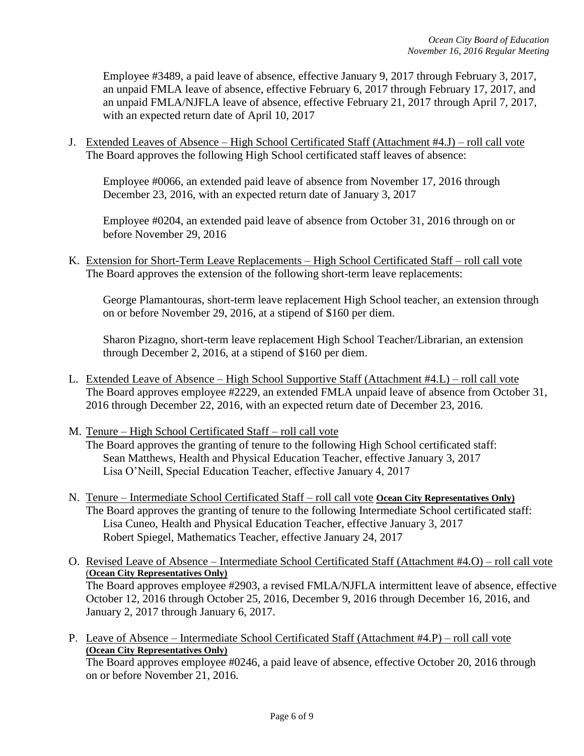Employee #3489, a paid leave of absence, effective January 9, 2017 through February 3, 2017, an unpaid FMLA leave of absence, effective February 6, 2017 through February 17, 2017, and an unpaid FMLA/NJFLA leave of absence, effective February 21, 2017 through April 7, 2017, with an expected return date of April 10, 2017

J. Extended Leaves of Absence – High School Certificated Staff (Attachment #4.J) – roll call vote
The Board approves the following High School certificated staff leaves of absence:

Employee #0066, an extended paid leave of absence from November 17, 2016 through December 23, 2016, with an expected return date of January 3, 2017

Employee #0204, an extended paid leave of absence from October 31, 2016 through on or before November 29, 2016

K. Extension for Short-Term Leave Replacements – High School Certificated Staff – roll call vote
The Board approves the extension of the following short-term leave replacements:

George Plamantouras, short-term leave replacement High School teacher, an extension through on or before November 29, 2016, at a stipend of $160 per diem.

Sharon Pizagno, short-term leave replacement High School Teacher/Librarian, an extension through December 2, 2016, at a stipend of $160 per diem.

L. Extended Leave of Absence – High School Supportive Staff (Attachment #4.L) – roll call vote
The Board approves employee #2229, an extended FMLA unpaid leave of absence from October 31, 2016 through December 22, 2016, with an expected return date of December 23, 2016.

M. Tenure – High School Certificated Staff – roll call vote
The Board approves the granting of tenure to the following High School certificated staff:
Sean Matthews, Health and Physical Education Teacher, effective January 3, 2017
Lisa O'Neill, Special Education Teacher, effective January 4, 2017

N. Tenure – Intermediate School Certificated Staff – roll call vote **Ocean City Representatives Only)**
The Board approves the granting of tenure to the following Intermediate School certificated staff:
Lisa Cuneo, Health and Physical Education Teacher, effective January 3, 2017
Robert Spiegel, Mathematics Teacher, effective January 24, 2017

O. Revised Leave of Absence – Intermediate School Certificated Staff (Attachment #4.O) – roll call vote **(Ocean City Representatives Only)**
The Board approves employee #2903, a revised FMLA/NJFLA intermittent leave of absence, effective October 12, 2016 through October 25, 2016, December 9, 2016 through December 16, 2016, and January 2, 2017 through January 6, 2017.

P. Leave of Absence – Intermediate School Certificated Staff (Attachment #4.P) – roll call vote **(Ocean City Representatives Only)**
The Board approves employee #0246, a paid leave of absence, effective October 20, 2016 through on or before November 21, 2016.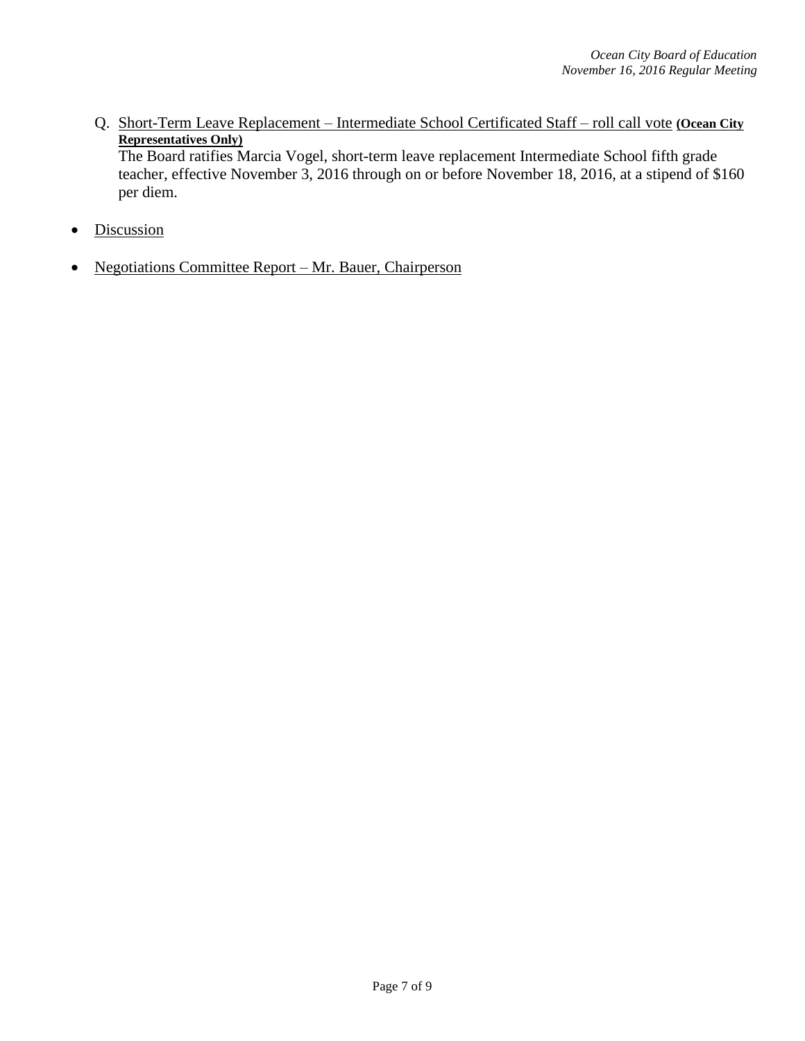Q. Short-Term Leave Replacement – Intermediate School Certificated Staff – roll call vote **(Ocean City Representatives Only)**
The Board ratifies Marcia Vogel, short-term leave replacement Intermediate School fifth grade teacher, effective November 3, 2016 through on or before November 18, 2016, at a stipend of $160 per diem.

- Discussion

- Negotiations Committee Report – Mr. Bauer, Chairperson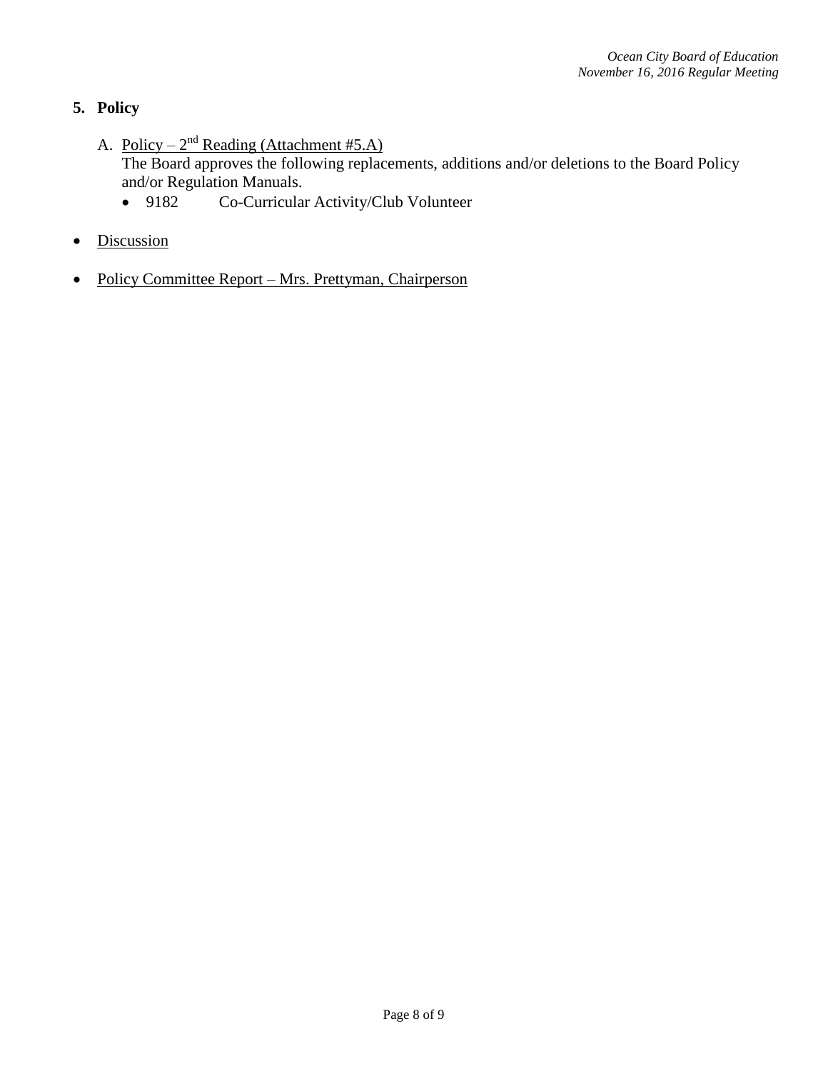## 5. Policy

A. Policy – 2nd Reading (Attachment #5.A)
   The Board approves the following replacements, additions and/or deletions to the Board Policy and/or Regulation Manuals.
   - 9182 Co-Curricular Activity/Club Volunteer

- Discussion

- Policy Committee Report – Mrs. Prettyman, Chairperson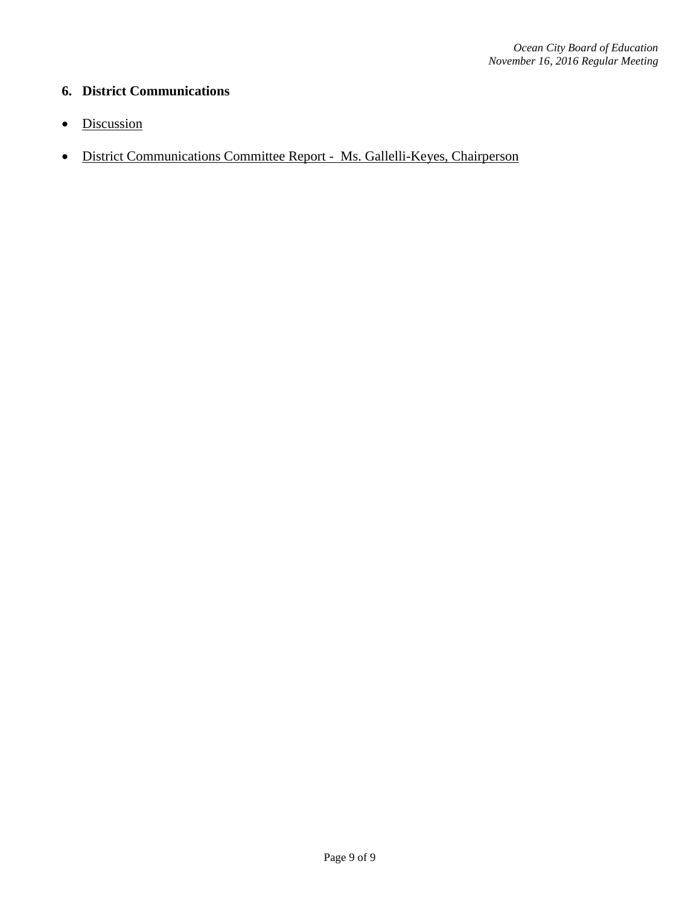## 6. District Communications

- <u>Discussion</u>
- <u>District Communications Committee Report - Ms. Gallelli-Keyes, Chairperson</u>